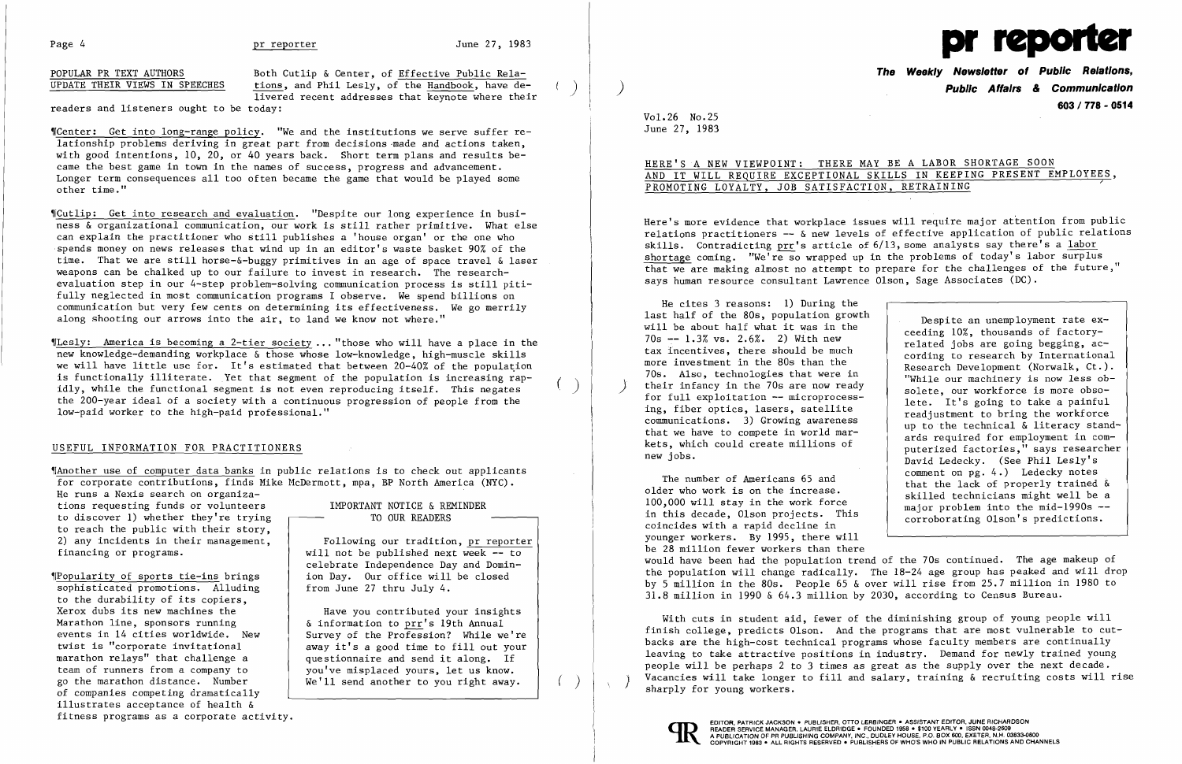POPULAR PR TEXT AUTHORS UPDATE THEIR VIEWS IN SPEECHES

Both Cutlip & Center, of Effective Public Relations, and Phil Lesly, of the Handbook, have delivered recent addresses that keynote where their readers and listeners ought to be today:

¶Center: Get into long-range policy. "We and the institutions we serve suffer relationship problems deriving in great part from decisions made and actions taken, with good intentions, 10, 20, or 40 years back. Short term plans and results became the best game in town in the names of success, progress and advancement. Longer term consequences all too often became the game that would be played some other time."

¶Cutlip: Get into research and evaluation. "Despite our long experience in business & organizational communication, our work is still rather primitive. What else can explain the practitioner who still publishes a 'house organ' or the one who spends money on news releases that wind up in an editor's waste basket 90% of the time. That we are still horse-&-buggy primitives in an age of space travel & laser weapons can be chalked up to our failure to invest in research. The research-evaluation step in our 4-step problem-solving communication process is still pitifully neglected in most communication programs I observe. We spend billions on communication but very few cents on determining its effectiveness. We go merrily along shooting our arrows into the air, to land we know not where."

¶Lesly: America is becoming a 2-tier society ... "those who will have a place in the new knowledge-demanding workplace & those whose low-knowledge, high-muscle skills we will have little use for. It's estimated that between 20-40% of the population is functionally illiterate. Yet that segment of the population is increasing rapidly, while the functional segment is not even reproducing itself. This negates the 200-year ideal of a society with a continuous progression of people from the low-paid worker to the high-paid professional."

## USEFUL INFORMATION FOR PRACTITIONERS

¶Another use of computer data banks in public relations is to check out applicants for corporate contributions, finds Mike McDermott, mpa, BP North America (NYC). He runs a Nexis search on organizations requesting funds or volunteers to discover 1) whether they're trying to reach the public with their story, 2) any incidents in their management, financing or programs.

¶Popularity of sports tie-ins brings sophisticated promotions. Alluding to the durability of its copiers, Xerox dubs its new machines the Marathon line, sponsors running events in 14 cities worldwide. New twist is "corporate invitational marathon relays" that challenge a team of runners from a company to go the marathon distance. Number of companies competing dramatically illustrates acceptance of health & fitness programs as a corporate activity.

> **IMPORTANT NOTICE & REMINDER TO OUR READERS**
>
> Following our tradition, pr reporter will not be published next week -- to celebrate Independence Day and Dominion Day. Our office will be closed from June 27 thru July 4.
>
> Have you contributed your insights & information to prr's 19th Annual Survey of the Profession? While we're away it's a good time to fill out your questionnaire and send it along. If you've misplaced yours, let us know. We'll send another to you right away.

# pr reporter

**The Weekly Newsletter of Public Relations, Public Affairs & Communication**

**603 / 778 - 0514**

Vol.26 No.25
June 27, 1983

## HERE'S A NEW VIEWPOINT: THERE MAY BE A LABOR SHORTAGE SOON AND IT WILL REQUIRE EXCEPTIONAL SKILLS IN KEEPING PRESENT EMPLOYEES, PROMOTING LOYALTY, JOB SATISFACTION, RETRAINING

Here's more evidence that workplace issues will require major attention from public relations practitioners -- & new levels of effective application of public relations skills. Contradicting prr's article of 6/13, some analysts say there's a labor shortage coming. "We're so wrapped up in the problems of today's labor surplus that we are making almost no attempt to prepare for the challenges of the future," says human resource consultant Lawrence Olson, Sage Associates (DC).

He cites 3 reasons: 1) During the last half of the 80s, population growth will be about half what it was in the 70s -- 1.3% vs. 2.6%. 2) With new tax incentives, there should be much more investment in the 80s than the 70s. Also, technologies that were in their infancy in the 70s are now ready for full exploitation -- microprocessing, fiber optics, lasers, satellite communications. 3) Growing awareness that we have to compete in world markets, which could create millions of new jobs.

> Despite an unemployment rate exceeding 10%, thousands of factory-related jobs are going begging, according to research by International Research Development (Norwalk, Ct.). "While our machinery is now less obsolete, our workforce is more obsolete. It's going to take a painful readjustment to bring the workforce up to the technical & literacy standards required for employment in computerized factories," says researcher David Ledecky. (See Phil Lesly's comment on pg. 4.) Ledecky notes that the lack of properly trained & skilled technicians might well be a major problem into the mid-1990s -- corroborating Olson's predictions.

The number of Americans 65 and older who work is on the increase. 100,000 will stay in the work force in this decade, Olson projects. This coincides with a rapid decline in younger workers. By 1995, there will be 28 million fewer workers than there would have been had the population trend of the 70s continued. The age makeup of the population will change radically. The 18-24 age group has peaked and will drop by 5 million in the 80s. People 65 & over will rise from 25.7 million in 1980 to 31.8 million in 1990 & 64.3 million by 2030, according to Census Bureau.

With cuts in student aid, fewer of the diminishing group of young people will finish college, predicts Olson. And the programs that are most vulnerable to cutbacks are the high-cost technical programs whose faculty members are continually leaving to take attractive positions in industry. Demand for newly trained young people will be perhaps 2 to 3 times as great as the supply over the next decade. Vacancies will take longer to fill and salary, training & recruiting costs will rise sharply for young workers.

EDITOR, PATRICK JACKSON • PUBLISHER, OTTO LERBINGER • ASSISTANT EDITOR, JUNE RICHARDSON
READER SERVICE MANAGER, LAURIE ELDRIDGE • FOUNDED 1958 • $100 YEARLY • ISSN 0048-2609
A PUBLICATION OF PR PUBLISHING COMPANY, INC., DUDLEY HOUSE, P.O. BOX 600, EXETER, N.H. 03833-0600
COPYRIGHT 1983 • ALL RIGHTS RESERVED • PUBLISHERS OF WHO'S WHO IN PUBLIC RELATIONS AND CHANNELS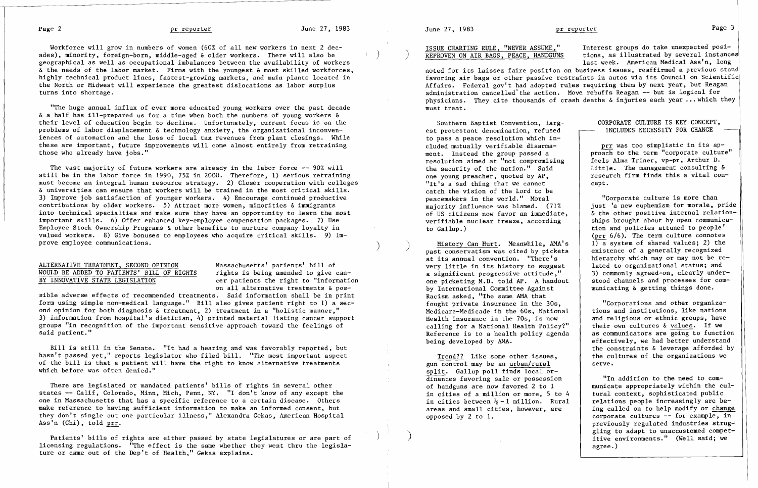Workforce will grow in numbers of women (60% of all new workers in next 2 decades), minority, foreign-born, middle-aged & older workers. There will also be geographical as well as occupational imbalances between the availability of workers & the needs of the labor market. Firms with the youngest & most skilled workforces, highly technical product lines, fastest-growing markets, and main plants located in the North or Midwest will experience the greatest dislocations as labor surplus turns into shortage.

"The huge annual influx of ever more educated young workers over the past decade & a half has ill-prepared us for a time when both the numbers of young workers & their level of education begin to decline. Unfortunately, current focus is on the problems of labor displacement & technology anxiety, the organizational inconveniences of automation and the loss of local tax revenues from plant closings. While these are important, future improvements will come almost entirely from retraining those who already have jobs."

The vast majority of future workers are already in the labor force -- 90% will still be in the labor force in 1990, 75% in 2000. Therefore, 1) serious retraining must become an integral human resource strategy. 2) Closer cooperation with colleges & universities can ensure that workers will be trained in the most critical skills. 3) Improve job satisfaction of younger workers. 4) Encourage continued productive contributions by older workers. 5) Attract more women, minorities & immigrants into technical specialties and make sure they have an opportunity to learn the most important skills. 6) Offer enhanced key-employee compensation packages. 7) Use Employee Stock Ownership Programs & other benefits to nurture company loyalty in valued workers. 8) Give bonuses to employees who acquire critical skills. 9) Improve employee communications.

## ALTERNATIVE TREATMENT, SECOND OPINION WOULD BE ADDED TO PATIENTS' BILL OF RIGHTS BY INNOVATIVE STATE LEGISLATION

Massachusetts' patients' bill of rights is being amended to give cancer patients the right to "information on all alternative treatments & possible adverse effects of recommended treatments. Said information shall be in print form using simple non-medical language." Bill also gives patient right to 1) a second opinion for both diagnosis & treatment, 2) treatment in a "holistic manner," 3) information from hospital's dietician, 4) printed material listing cancer support groups "in recognition of the important sensitive approach toward the feelings of said patient."

Bill is still in the Senate. "It had a hearing and was favorably reported, but hasn't passed yet," reports legislator who filed bill. "The most important aspect of the bill is that a patient will have the right to know alternative treatments which before was often denied."

There are legislated or mandated patients' bills of rights in several other states -- Calif, Colorado, Minn, Mich, Penn, NY. "I don't know of any except the one in Massachusetts that has a specific reference to a certain disease. Others make reference to having sufficient information to make an informed consent, but they don't single out one particular illness," Alexandra Gekas, American Hospital Ass'n (Chi), told prr.

Patients' bills of rights are either passed by state legislatures or are part of licensing regulations. "The effect is the same whether they went thru the legislature or came out of the Dep't of Health," Gekas explains.

## ISSUE CHARTING RULE, "NEVER ASSUME," REPROVEN ON AIR BAGS, PEACE, HANDGUNS

Interest groups do take unexpected positions, as illustrated by several instances last week. American Medical Ass'n, long noted for its laissez faire position on business issues, reaffirmed a previous stand favoring air bags or other passive restraints in autos via its Council on Scientific Affairs. Federal gov't had adopted rules requiring them by next year, but Reagan administration cancelled the action. Move rebuffs Reagan -- but is logical for physicians. They cite thousands of crash deaths & injuries each year ... which they must treat.

Southern Baptist Convention, largest protestant denomination, refused to pass a peace resolution which included mutually verifiable disarmament. Instead the group passed a resolution aimed at "not compromising the security of the nation." Said one young preacher, quoted by AP, "It's a sad thing that we cannot catch the vision of the Lord to be peacemakers in the world." Moral majority influence was blamed. (71% of US citizens now favor an immediate, verifiable nuclear freeze, according to Gallup.)

History Can Hurt. Meanwhile, AMA's past conservatism was cited by pickets at its annual convention. "There's very little in its history to suggest a significant progressive attitude," one picketing M.D. told AP. A handout by International Committee Against Racism asked, "The same AMA that fought private insurance in the 30s, Medicare-Medicade in the 60s, National Health Insurance in the 70s, is now calling for a National Health Policy?" Reference is to a health policy agenda being developed by AMA.

Trend?? Like some other issues, gun control may be an urban/rural split. Gallup poll finds local ordinances favoring sale or possession of handguns are now favored 2 to 1 in cities of a million or more, 5 to 4 in cities between ½ - 1 million. Rural areas and small cities, however, are opposed by 2 to 1.

## CORPORATE CULTURE IS KEY CONCEPT, INCLUDES NECESSITY FOR CHANGE

prr was too simplistic in its approach to the term "corporate culture" feels Alma Triner, vp-pr, Arthur D. Little. The management consulting & research firm finds this a vital concept.

"Corporate culture is more than just 'a new euphemism for morale, pride & the other positive internal relationships brought about by open communication and policies attuned to people' (prr 6/6). The term culture connotes 1) a system of shared values; 2) the existence of a generally recognized hierarchy which may or may not be related to organizational status; and 3) commonly agreed-on, clearly understood channels and processes for communicating & getting things done.

"Corporations and other organizations and institutions, like nations and religious or ethnic groups, have their own cultures & values. If we as communicators are going to function effectively, we had better understand the constraints & leverage afforded by the cultures of the organizations we serve.

"In addition to the need to communicate appropriately within the cultural context, sophisticated public relations people increasingly are being called on to help modify or change corporate cultures -- for example, in previously regulated industries struggling to adapt to unaccustomed competitive environments." (Well said; we agree.)